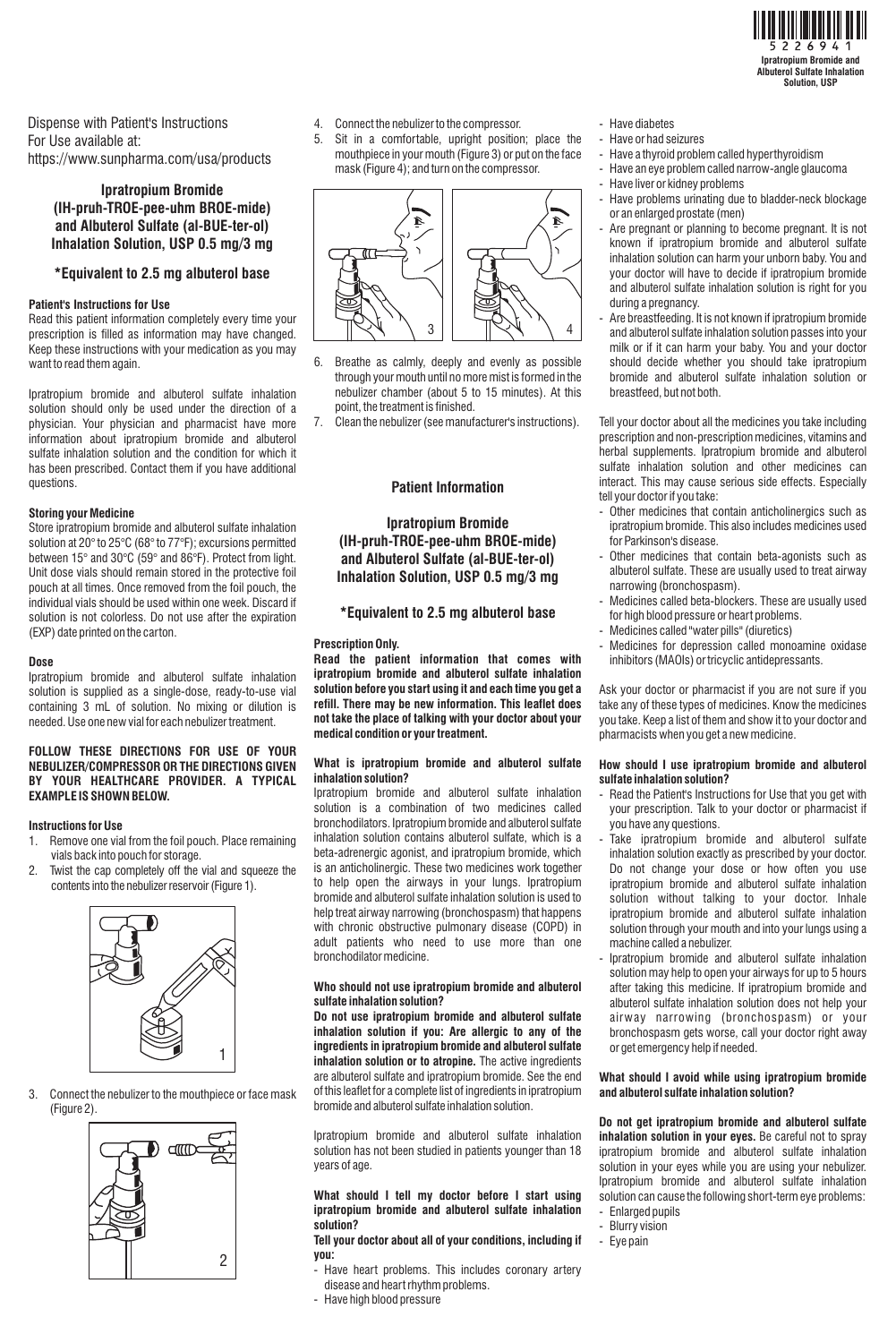5226941
Ipratropium Bromide and Albuterol Sulfate Inhalation Solution, USP

Dispense with Patient's Instructions For Use available at: https://www.sunpharma.com/usa/products

## Ipratropium Bromide (IH-pruh-TROE-pee-uhm BROE-mide) and Albuterol Sulfate (al-BUE-ter-ol) Inhalation Solution, USP 0.5 mg/3 mg

## *Equivalent to 2.5 mg albuterol base

### Patient's Instructions for Use

Read this patient information completely every time your prescription is filled as information may have changed. Keep these instructions with your medication as you may want to read them again.

Ipratropium bromide and albuterol sulfate inhalation solution should only be used under the direction of a physician. Your physician and pharmacist have more information about ipratropium bromide and albuterol sulfate inhalation solution and the condition for which it has been prescribed. Contact them if you have additional questions.

### Storing your Medicine

Store ipratropium bromide and albuterol sulfate inhalation solution at 20° to 25°C (68° to 77°F); excursions permitted between 15° and 30°C (59° and 86°F). Protect from light. Unit dose vials should remain stored in the protective foil pouch at all times. Once removed from the foil pouch, the individual vials should be used within one week. Discard if solution is not colorless. Do not use after the expiration (EXP) date printed on the carton.

### Dose

Ipratropium bromide and albuterol sulfate inhalation solution is supplied as a single-dose, ready-to-use vial containing 3 mL of solution. No mixing or dilution is needed. Use one new vial for each nebulizer treatment.

**FOLLOW THESE DIRECTIONS FOR USE OF YOUR NEBULIZER/COMPRESSOR OR THE DIRECTIONS GIVEN BY YOUR HEALTHCARE PROVIDER. A TYPICAL EXAMPLE IS SHOWN BELOW.**

### Instructions for Use

1. Remove one vial from the foil pouch. Place remaining vials back into pouch for storage.
2. Twist the cap completely off the vial and squeeze the contents into the nebulizer reservoir (Figure 1).

1

3. Connect the nebulizer to the mouthpiece or face mask (Figure 2).

2

4. Connect the nebulizer to the compressor.
5. Sit in a comfortable, upright position; place the mouthpiece in your mouth (Figure 3) or put on the face mask (Figure 4); and turn on the compressor.

3

4

6. Breathe as calmly, deeply and evenly as possible through your mouth until no more mist is formed in the nebulizer chamber (about 5 to 15 minutes). At this point, the treatment is finished.
7. Clean the nebulizer (see manufacturer's instructions).

## Patient Information

## Ipratropium Bromide (IH-pruh-TROE-pee-uhm BROE-mide) and Albuterol Sulfate (al-BUE-ter-ol) Inhalation Solution, USP 0.5 mg/3 mg

## *Equivalent to 2.5 mg albuterol base

**Prescription Only.**

**Read the patient information that comes with ipratropium bromide and albuterol sulfate inhalation solution before you start using it and each time you get a refill. There may be new information. This leaflet does not take the place of talking with your doctor about your medical condition or your treatment.**

### What is ipratropium bromide and albuterol sulfate inhalation solution?

Ipratropium bromide and albuterol sulfate inhalation solution is a combination of two medicines called bronchodilators. Ipratropium bromide and albuterol sulfate inhalation solution contains albuterol sulfate, which is a beta-adrenergic agonist, and ipratropium bromide, which is an anticholinergic. These two medicines work together to help open the airways in your lungs. Ipratropium bromide and albuterol sulfate inhalation solution is used to help treat airway narrowing (bronchospasm) that happens with chronic obstructive pulmonary disease (COPD) in adult patients who need to use more than one bronchodilator medicine.

### Who should not use ipratropium bromide and albuterol sulfate inhalation solution?

**Do not use ipratropium bromide and albuterol sulfate inhalation solution if you: Are allergic to any of the ingredients in ipratropium bromide and albuterol sulfate inhalation solution or to atropine.** The active ingredients are albuterol sulfate and ipratropium bromide. See the end of this leaflet for a complete list of ingredients in ipratropium bromide and albuterol sulfate inhalation solution.

Ipratropium bromide and albuterol sulfate inhalation solution has not been studied in patients younger than 18 years of age.

### What should I tell my doctor before I start using ipratropium bromide and albuterol sulfate inhalation solution?

**Tell your doctor about all of your conditions, including if you:**

- Have heart problems. This includes coronary artery disease and heart rhythm problems.
- Have high blood pressure
- Have diabetes
- Have or had seizures
- Have a thyroid problem called hyperthyroidism
- Have an eye problem called narrow-angle glaucoma
- Have liver or kidney problems
- Have problems urinating due to bladder-neck blockage or an enlarged prostate (men)
- Are pregnant or planning to become pregnant. It is not known if ipratropium bromide and albuterol sulfate inhalation solution can harm your unborn baby. You and your doctor will have to decide if ipratropium bromide and albuterol sulfate inhalation solution is right for you during a pregnancy.
- Are breastfeeding. It is not known if ipratropium bromide and albuterol sulfate inhalation solution passes into your milk or if it can harm your baby. You and your doctor should decide whether you should take ipratropium bromide and albuterol sulfate inhalation solution or breastfeed, but not both.

Tell your doctor about all the medicines you take including prescription and non-prescription medicines, vitamins and herbal supplements. Ipratropium bromide and albuterol sulfate inhalation solution and other medicines can interact. This may cause serious side effects. Especially tell your doctor if you take:

- Other medicines that contain anticholinergics such as ipratropium bromide. This also includes medicines used for Parkinson's disease.
- Other medicines that contain beta-agonists such as albuterol sulfate. These are usually used to treat airway narrowing (bronchospasm).
- Medicines called beta-blockers. These are usually used for high blood pressure or heart problems.
- Medicines called "water pills" (diuretics)
- Medicines for depression called monoamine oxidase inhibitors (MAOIs) or tricyclic antidepressants.

Ask your doctor or pharmacist if you are not sure if you take any of these types of medicines. Know the medicines you take. Keep a list of them and show it to your doctor and pharmacists when you get a new medicine.

### How should I use ipratropium bromide and albuterol sulfate inhalation solution?

- Read the Patient's Instructions for Use that you get with your prescription. Talk to your doctor or pharmacist if you have any questions.
- Take ipratropium bromide and albuterol sulfate inhalation solution exactly as prescribed by your doctor. Do not change your dose or how often you use ipratropium bromide and albuterol sulfate inhalation solution without talking to your doctor. Inhale ipratropium bromide and albuterol sulfate inhalation solution through your mouth and into your lungs using a machine called a nebulizer.
- Ipratropium bromide and albuterol sulfate inhalation solution may help to open your airways for up to 5 hours after taking this medicine. If ipratropium bromide and albuterol sulfate inhalation solution does not help your airway narrowing (bronchospasm) or your bronchospasm gets worse, call your doctor right away or get emergency help if needed.

### What should I avoid while using ipratropium bromide and albuterol sulfate inhalation solution?

**Do not get ipratropium bromide and albuterol sulfate inhalation solution in your eyes.** Be careful not to spray ipratropium bromide and albuterol sulfate inhalation solution in your eyes while you are using your nebulizer. Ipratropium bromide and albuterol sulfate inhalation solution can cause the following short-term eye problems:

- Enlarged pupils
- Blurry vision
- Eye pain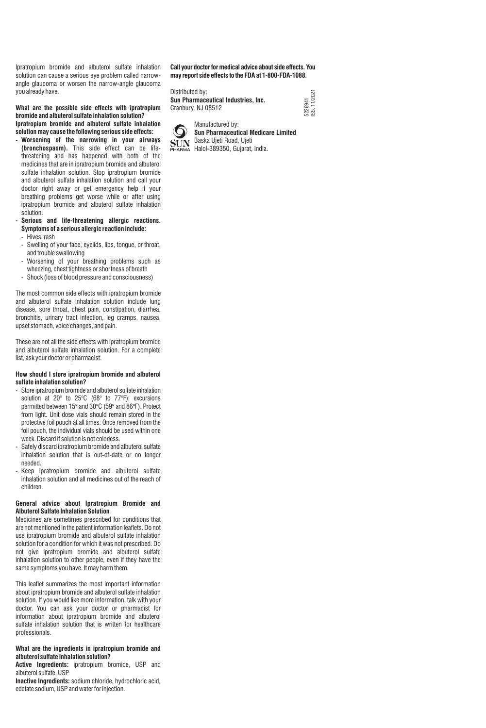Ipratropium bromide and albuterol sulfate inhalation solution can cause a serious eye problem called narrow-angle glaucoma or worsen the narrow-angle glaucoma you already have.

**What are the possible side effects with ipratropium bromide and albuterol sulfate inhalation solution?**

**Ipratropium bromide and albuterol sulfate inhalation solution may cause the following serious side effects:**

- **Worsening of the narrowing in your airways (bronchospasm).** This side effect can be life-threatening and has happened with both of the medicines that are in ipratropium bromide and albuterol sulfate inhalation solution. Stop ipratropium bromide and albuterol sulfate inhalation solution and call your doctor right away or get emergency help if your breathing problems get worse while or after using ipratropium bromide and albuterol sulfate inhalation solution.
- **Serious and life-threatening allergic reactions. Symptoms of a serious allergic reaction include:**
  - Hives, rash
  - Swelling of your face, eyelids, lips, tongue, or throat, and trouble swallowing
  - Worsening of your breathing problems such as wheezing, chest tightness or shortness of breath
  - Shock (loss of blood pressure and consciousness)

The most common side effects with ipratropium bromide and albuterol sulfate inhalation solution include lung disease, sore throat, chest pain, constipation, diarrhea, bronchitis, urinary tract infection, leg cramps, nausea, upset stomach, voice changes, and pain.

These are not all the side effects with ipratropium bromide and albuterol sulfate inhalation solution. For a complete list, ask your doctor or pharmacist.

**How should I store ipratropium bromide and albuterol sulfate inhalation solution?**

- Store ipratropium bromide and albuterol sulfate inhalation solution at 20° to 25°C (68° to 77°F); excursions permitted between 15° and 30°C (59° and 86°F). Protect from light. Unit dose vials should remain stored in the protective foil pouch at all times. Once removed from the foil pouch, the individual vials should be used within one week. Discard if solution is not colorless.
- Safely discard ipratropium bromide and albuterol sulfate inhalation solution that is out-of-date or no longer needed.
- Keep ipratropium bromide and albuterol sulfate inhalation solution and all medicines out of the reach of children.

**General advice about Ipratropium Bromide and Albuterol Sulfate Inhalation Solution**

Medicines are sometimes prescribed for conditions that are not mentioned in the patient information leaflets. Do not use ipratropium bromide and albuterol sulfate inhalation solution for a condition for which it was not prescribed. Do not give ipratropium bromide and albuterol sulfate inhalation solution to other people, even if they have the same symptoms you have. It may harm them.

This leaflet summarizes the most important information about ipratropium bromide and albuterol sulfate inhalation solution. If you would like more information, talk with your doctor. You can ask your doctor or pharmacist for information about ipratropium bromide and albuterol sulfate inhalation solution that is written for healthcare professionals.

**What are the ingredients in ipratropium bromide and albuterol sulfate inhalation solution?**

**Active Ingredients:** ipratropium bromide, USP and albuterol sulfate, USP

**Inactive Ingredients:** sodium chloride, hydrochloric acid, edetate sodium, USP and water for injection.

**Call your doctor for medical advice about side effects. You may report side effects to the FDA at 1-800-FDA-1088.**

Distributed by:
**Sun Pharmaceutical Industries, Inc.**
Cranbury, NJ 08512

5226941
ISS. 11/2021

Manufactured by:
**Sun Pharmaceutical Medicare Limited**
Baska Ujeti Road, Ujeti
Halol-389350, Gujarat, India.